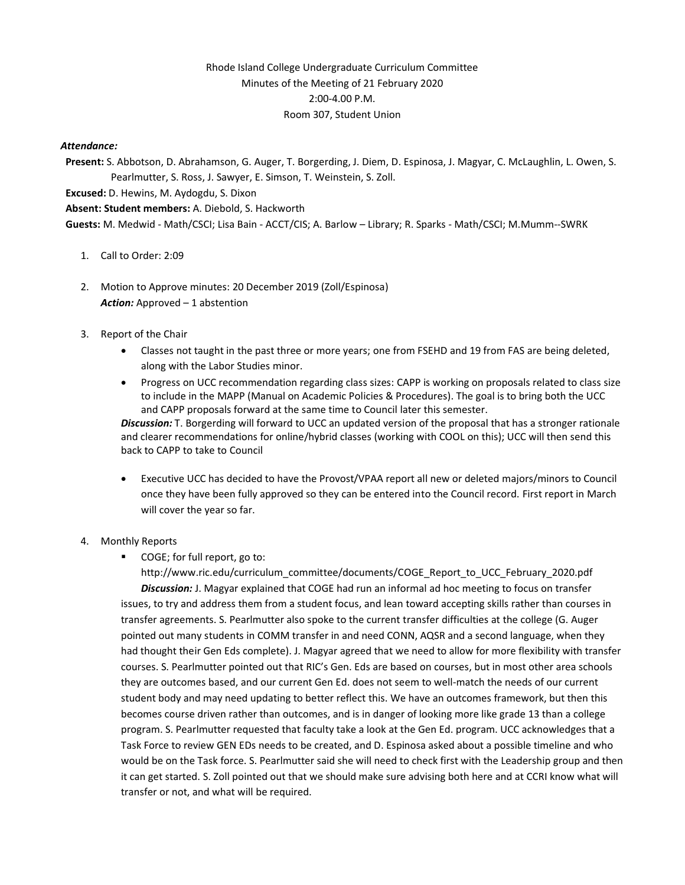Rhode Island College Undergraduate Curriculum Committee
Minutes of the Meeting of 21 February 2020
2:00-4.00 P.M.
Room 307, Student Union

***Attendance:***

**Present:** S. Abbotson, D. Abrahamson, G. Auger, T. Borgerding, J. Diem, D. Espinosa, J. Magyar, C. McLaughlin, L. Owen, S. Pearlmutter, S. Ross, J. Sawyer, E. Simson, T. Weinstein, S. Zoll.

**Excused:** D. Hewins, M. Aydogdu, S. Dixon

**Absent: Student members:** A. Diebold, S. Hackworth

**Guests:** M. Medwid - Math/CSCI; Lisa Bain - ACCT/CIS; A. Barlow – Library; R. Sparks - Math/CSCI; M.Mumm--SWRK

1. Call to Order: 2:09

2. Motion to Approve minutes: 20 December 2019 (Zoll/Espinosa)
   ***Action:*** Approved – 1 abstention

3. Report of the Chair
   - Classes not taught in the past three or more years; one from FSEHD and 19 from FAS are being deleted, along with the Labor Studies minor.
   - Progress on UCC recommendation regarding class sizes: CAPP is working on proposals related to class size to include in the MAPP (Manual on Academic Policies & Procedures). The goal is to bring both the UCC and CAPP proposals forward at the same time to Council later this semester.

   ***Discussion:*** T. Borgerding will forward to UCC an updated version of the proposal that has a stronger rationale and clearer recommendations for online/hybrid classes (working with COOL on this); UCC will then send this back to CAPP to take to Council

   - Executive UCC has decided to have the Provost/VPAA report all new or deleted majors/minors to Council once they have been fully approved so they can be entered into the Council record. First report in March will cover the year so far.

4. Monthly Reports
   - COGE; for full report, go to: http://www.ric.edu/curriculum_committee/documents/COGE_Report_to_UCC_February_2020.pdf

   ***Discussion:*** J. Magyar explained that COGE had run an informal ad hoc meeting to focus on transfer issues, to try and address them from a student focus, and lean toward accepting skills rather than courses in transfer agreements. S. Pearlmutter also spoke to the current transfer difficulties at the college (G. Auger pointed out many students in COMM transfer in and need CONN, AQSR and a second language, when they had thought their Gen Eds complete). J. Magyar agreed that we need to allow for more flexibility with transfer courses. S. Pearlmutter pointed out that RIC's Gen. Eds are based on courses, but in most other area schools they are outcomes based, and our current Gen Ed. does not seem to well-match the needs of our current student body and may need updating to better reflect this. We have an outcomes framework, but then this becomes course driven rather than outcomes, and is in danger of looking more like grade 13 than a college program. S. Pearlmutter requested that faculty take a look at the Gen Ed. program. UCC acknowledges that a Task Force to review GEN EDs needs to be created, and D. Espinosa asked about a possible timeline and who would be on the Task force. S. Pearlmutter said she will need to check first with the Leadership group and then it can get started. S. Zoll pointed out that we should make sure advising both here and at CCRI know what will transfer or not, and what will be required.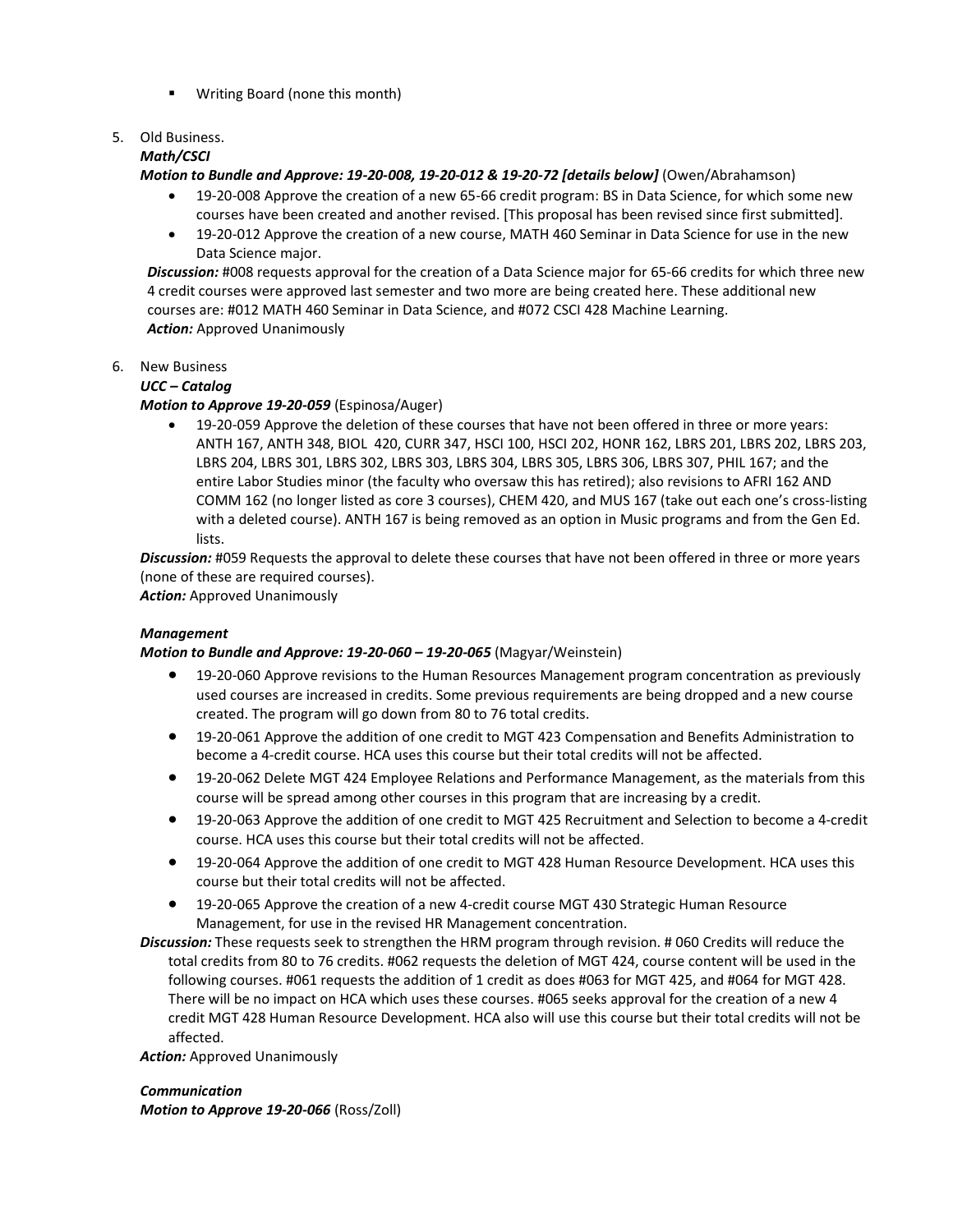- Writing Board (none this month)

5. Old Business.

***Math/CSCI***

***Motion to Bundle and Approve: 19-20-008, 19-20-012 & 19-20-72 [details below]*** (Owen/Abrahamson)

- 19-20-008 Approve the creation of a new 65-66 credit program: BS in Data Science, for which some new courses have been created and another revised. [This proposal has been revised since first submitted].
- 19-20-012 Approve the creation of a new course, MATH 460 Seminar in Data Science for use in the new Data Science major.

***Discussion:*** #008 requests approval for the creation of a Data Science major for 65-66 credits for which three new 4 credit courses were approved last semester and two more are being created here. These additional new courses are: #012 MATH 460 Seminar in Data Science, and #072 CSCI 428 Machine Learning.
***Action:*** Approved Unanimously

6. New Business

***UCC – Catalog***

***Motion to Approve 19-20-059*** (Espinosa/Auger)

- 19-20-059 Approve the deletion of these courses that have not been offered in three or more years: ANTH 167, ANTH 348, BIOL 420, CURR 347, HSCI 100, HSCI 202, HONR 162, LBRS 201, LBRS 202, LBRS 203, LBRS 204, LBRS 301, LBRS 302, LBRS 303, LBRS 304, LBRS 305, LBRS 306, LBRS 307, PHIL 167; and the entire Labor Studies minor (the faculty who oversaw this has retired); also revisions to AFRI 162 AND COMM 162 (no longer listed as core 3 courses), CHEM 420, and MUS 167 (take out each one's cross-listing with a deleted course). ANTH 167 is being removed as an option in Music programs and from the Gen Ed. lists.

***Discussion:*** #059 Requests the approval to delete these courses that have not been offered in three or more years (none of these are required courses).
***Action:*** Approved Unanimously

***Management***

***Motion to Bundle and Approve: 19-20-060 – 19-20-065*** (Magyar/Weinstein)

- 19-20-060 Approve revisions to the Human Resources Management program concentration as previously used courses are increased in credits. Some previous requirements are being dropped and a new course created. The program will go down from 80 to 76 total credits.
- 19-20-061 Approve the addition of one credit to MGT 423 Compensation and Benefits Administration to become a 4-credit course. HCA uses this course but their total credits will not be affected.
- 19-20-062 Delete MGT 424 Employee Relations and Performance Management, as the materials from this course will be spread among other courses in this program that are increasing by a credit.
- 19-20-063 Approve the addition of one credit to MGT 425 Recruitment and Selection to become a 4-credit course. HCA uses this course but their total credits will not be affected.
- 19-20-064 Approve the addition of one credit to MGT 428 Human Resource Development. HCA uses this course but their total credits will not be affected.
- 19-20-065 Approve the creation of a new 4-credit course MGT 430 Strategic Human Resource Management, for use in the revised HR Management concentration.

***Discussion:*** These requests seek to strengthen the HRM program through revision. # 060 Credits will reduce the total credits from 80 to 76 credits. #062 requests the deletion of MGT 424, course content will be used in the following courses. #061 requests the addition of 1 credit as does #063 for MGT 425, and #064 for MGT 428. There will be no impact on HCA which uses these courses. #065 seeks approval for the creation of a new 4 credit MGT 428 Human Resource Development. HCA also will use this course but their total credits will not be affected.
***Action:*** Approved Unanimously

***Communication***

***Motion to Approve 19-20-066*** (Ross/Zoll)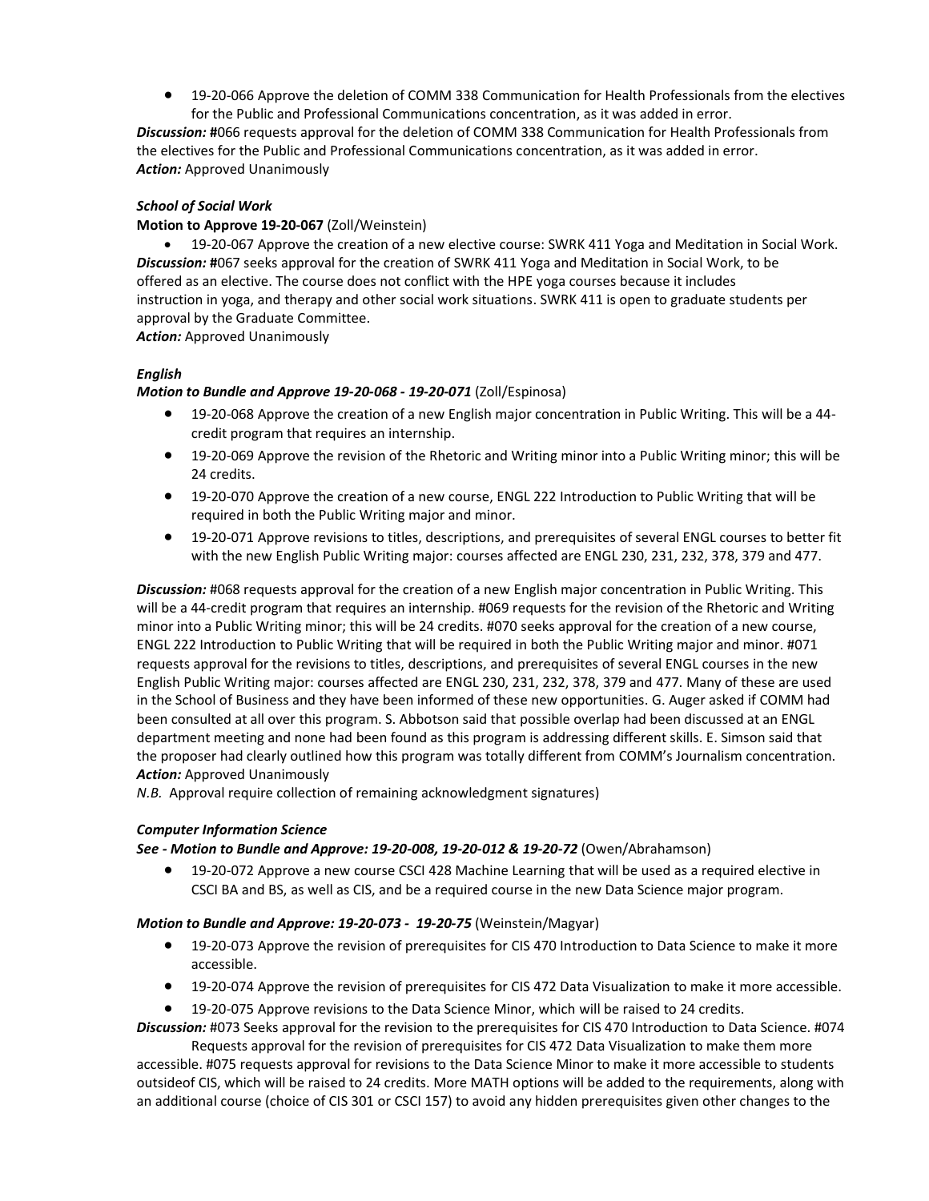- 19-20-066 Approve the deletion of COMM 338 Communication for Health Professionals from the electives for the Public and Professional Communications concentration, as it was added in error.

***Discussion:*** **#**066 requests approval for the deletion of COMM 338 Communication for Health Professionals from the electives for the Public and Professional Communications concentration, as it was added in error.
***Action:*** Approved Unanimously

***School of Social Work***
**Motion to Approve 19-20-067** (Zoll/Weinstein)

- 19-20-067 Approve the creation of a new elective course: SWRK 411 Yoga and Meditation in Social Work.

***Discussion:*** **#**067 seeks approval for the creation of SWRK 411 Yoga and Meditation in Social Work, to be offered as an elective. The course does not conflict with the HPE yoga courses because it includes instruction in yoga, and therapy and other social work situations. SWRK 411 is open to graduate students per approval by the Graduate Committee.
***Action:*** Approved Unanimously

***English***
***Motion to Bundle and Approve 19-20-068 - 19-20-071*** (Zoll/Espinosa)

- 19-20-068 Approve the creation of a new English major concentration in Public Writing. This will be a 44-credit program that requires an internship.
- 19-20-069 Approve the revision of the Rhetoric and Writing minor into a Public Writing minor; this will be 24 credits.
- 19-20-070 Approve the creation of a new course, ENGL 222 Introduction to Public Writing that will be required in both the Public Writing major and minor.
- 19-20-071 Approve revisions to titles, descriptions, and prerequisites of several ENGL courses to better fit with the new English Public Writing major: courses affected are ENGL 230, 231, 232, 378, 379 and 477.

***Discussion:*** #068 requests approval for the creation of a new English major concentration in Public Writing. This will be a 44-credit program that requires an internship. #069 requests for the revision of the Rhetoric and Writing minor into a Public Writing minor; this will be 24 credits. #070 seeks approval for the creation of a new course, ENGL 222 Introduction to Public Writing that will be required in both the Public Writing major and minor. #071 requests approval for the revisions to titles, descriptions, and prerequisites of several ENGL courses in the new English Public Writing major: courses affected are ENGL 230, 231, 232, 378, 379 and 477. Many of these are used in the School of Business and they have been informed of these new opportunities. G. Auger asked if COMM had been consulted at all over this program. S. Abbotson said that possible overlap had been discussed at an ENGL department meeting and none had been found as this program is addressing different skills. E. Simson said that the proposer had clearly outlined how this program was totally different from COMM's Journalism concentration.
***Action:*** Approved Unanimously
*N.B.* Approval require collection of remaining acknowledgment signatures)

***Computer Information Science***
***See - Motion to Bundle and Approve: 19-20-008, 19-20-012 & 19-20-72*** (Owen/Abrahamson)

- 19-20-072 Approve a new course CSCI 428 Machine Learning that will be used as a required elective in CSCI BA and BS, as well as CIS, and be a required course in the new Data Science major program.

***Motion to Bundle and Approve: 19-20-073 - 19-20-75*** (Weinstein/Magyar)

- 19-20-073 Approve the revision of prerequisites for CIS 470 Introduction to Data Science to make it more accessible.
- 19-20-074 Approve the revision of prerequisites for CIS 472 Data Visualization to make it more accessible.
- 19-20-075 Approve revisions to the Data Science Minor, which will be raised to 24 credits.

***Discussion:*** #073 Seeks approval for the revision to the prerequisites for CIS 470 Introduction to Data Science. #074 Requests approval for the revision of prerequisites for CIS 472 Data Visualization to make them more accessible. #075 requests approval for revisions to the Data Science Minor to make it more accessible to students outsideof CIS, which will be raised to 24 credits. More MATH options will be added to the requirements, along with an additional course (choice of CIS 301 or CSCI 157) to avoid any hidden prerequisites given other changes to the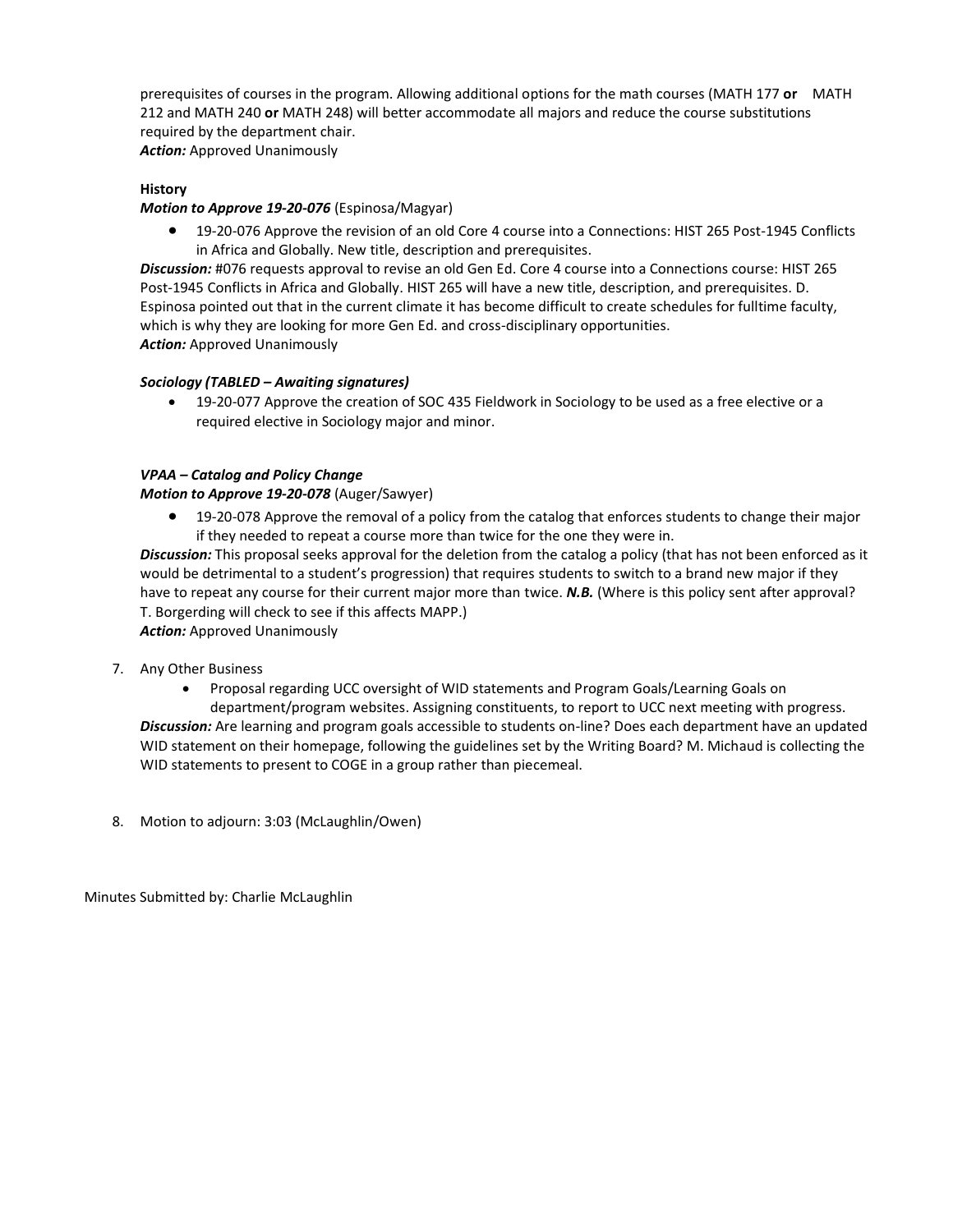prerequisites of courses in the program. Allowing additional options for the math courses (MATH 177 **or** MATH 212 and MATH 240 **or** MATH 248) will better accommodate all majors and reduce the course substitutions required by the department chair.
***Action:*** Approved Unanimously

**History**
***Motion to Approve 19-20-076*** (Espinosa/Magyar)

- 19-20-076 Approve the revision of an old Core 4 course into a Connections: HIST 265 Post-1945 Conflicts in Africa and Globally. New title, description and prerequisites.

***Discussion:*** #076 requests approval to revise an old Gen Ed. Core 4 course into a Connections course: HIST 265 Post-1945 Conflicts in Africa and Globally. HIST 265 will have a new title, description, and prerequisites. D. Espinosa pointed out that in the current climate it has become difficult to create schedules for fulltime faculty, which is why they are looking for more Gen Ed. and cross-disciplinary opportunities.
***Action:*** Approved Unanimously

***Sociology (TABLED – Awaiting signatures)***

- 19-20-077 Approve the creation of SOC 435 Fieldwork in Sociology to be used as a free elective or a required elective in Sociology major and minor.

***VPAA – Catalog and Policy Change***
***Motion to Approve 19-20-078*** (Auger/Sawyer)

- 19-20-078 Approve the removal of a policy from the catalog that enforces students to change their major if they needed to repeat a course more than twice for the one they were in.

***Discussion:*** This proposal seeks approval for the deletion from the catalog a policy (that has not been enforced as it would be detrimental to a student's progression) that requires students to switch to a brand new major if they have to repeat any course for their current major more than twice. ***N.B.*** (Where is this policy sent after approval? T. Borgerding will check to see if this affects MAPP.)
***Action:*** Approved Unanimously

7. Any Other Business
   - Proposal regarding UCC oversight of WID statements and Program Goals/Learning Goals on department/program websites. Assigning constituents, to report to UCC next meeting with progress.

***Discussion:*** Are learning and program goals accessible to students on-line? Does each department have an updated WID statement on their homepage, following the guidelines set by the Writing Board? M. Michaud is collecting the WID statements to present to COGE in a group rather than piecemeal.

8. Motion to adjourn: 3:03 (McLaughlin/Owen)

Minutes Submitted by: Charlie McLaughlin